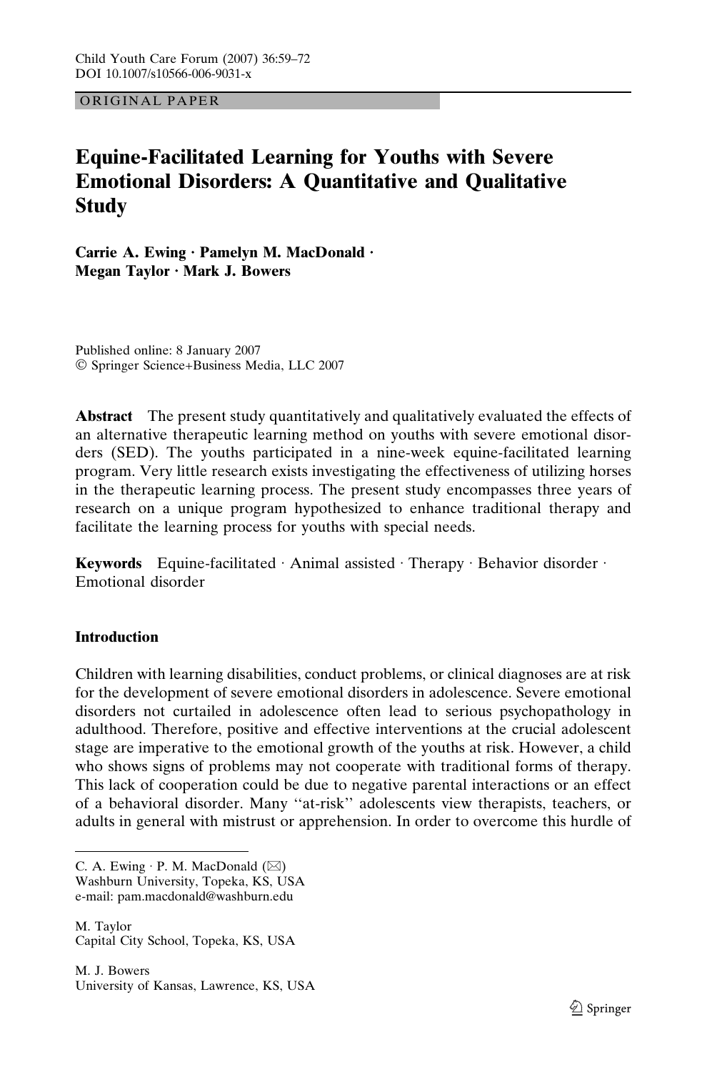ORIGINAL PAPER

# Equine-Facilitated Learning for Youths with Severe Emotional Disorders: A Quantitative and Qualitative Study

**Carrie A. Ewing · Pamelyn M. MacDonald · Megan Taylor · Mark J. Bowers**

Published online: 8 January 2007
© Springer Science+Business Media, LLC 2007

**Abstract** The present study quantitatively and qualitatively evaluated the effects of an alternative therapeutic learning method on youths with severe emotional disorders (SED). The youths participated in a nine-week equine-facilitated learning program. Very little research exists investigating the effectiveness of utilizing horses in the therapeutic learning process. The present study encompasses three years of research on a unique program hypothesized to enhance traditional therapy and facilitate the learning process for youths with special needs.

**Keywords** Equine-facilitated · Animal assisted · Therapy · Behavior disorder · Emotional disorder

## Introduction

Children with learning disabilities, conduct problems, or clinical diagnoses are at risk for the development of severe emotional disorders in adolescence. Severe emotional disorders not curtailed in adolescence often lead to serious psychopathology in adulthood. Therefore, positive and effective interventions at the crucial adolescent stage are imperative to the emotional growth of the youths at risk. However, a child who shows signs of problems may not cooperate with traditional forms of therapy. This lack of cooperation could be due to negative parental interactions or an effect of a behavioral disorder. Many ''at-risk'' adolescents view therapists, teachers, or adults in general with mistrust or apprehension. In order to overcome this hurdle of

---

C. A. Ewing · P. M. MacDonald (✉)
Washburn University, Topeka, KS, USA
e-mail: pam.macdonald@washburn.edu

M. Taylor
Capital City School, Topeka, KS, USA

M. J. Bowers
University of Kansas, Lawrence, KS, USA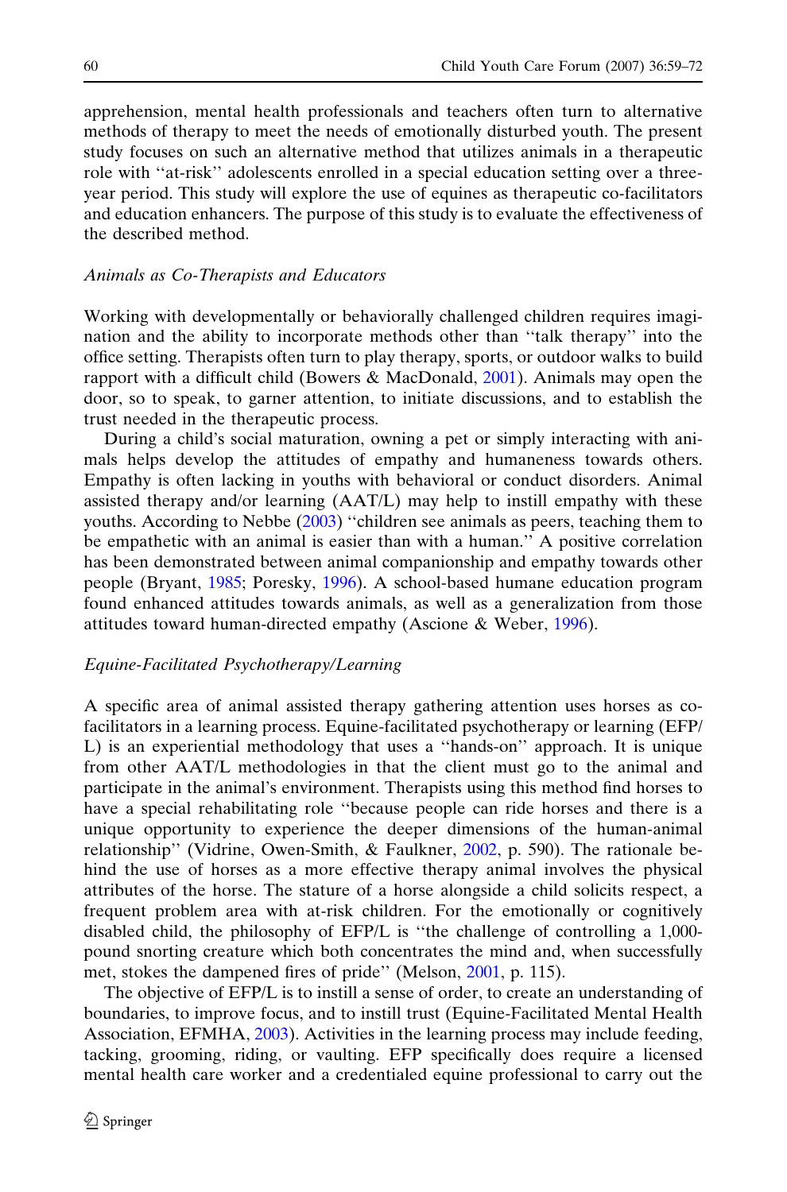apprehension, mental health professionals and teachers often turn to alternative methods of therapy to meet the needs of emotionally disturbed youth. The present study focuses on such an alternative method that utilizes animals in a therapeutic role with ''at-risk'' adolescents enrolled in a special education setting over a three-year period. This study will explore the use of equines as therapeutic co-facilitators and education enhancers. The purpose of this study is to evaluate the effectiveness of the described method.

### *Animals as Co-Therapists and Educators*

Working with developmentally or behaviorally challenged children requires imagination and the ability to incorporate methods other than ''talk therapy'' into the office setting. Therapists often turn to play therapy, sports, or outdoor walks to build rapport with a difficult child (Bowers & MacDonald, 2001). Animals may open the door, so to speak, to garner attention, to initiate discussions, and to establish the trust needed in the therapeutic process.

During a child's social maturation, owning a pet or simply interacting with animals helps develop the attitudes of empathy and humaneness towards others. Empathy is often lacking in youths with behavioral or conduct disorders. Animal assisted therapy and/or learning (AAT/L) may help to instill empathy with these youths. According to Nebbe (2003) ''children see animals as peers, teaching them to be empathetic with an animal is easier than with a human.'' A positive correlation has been demonstrated between animal companionship and empathy towards other people (Bryant, 1985; Poresky, 1996). A school-based humane education program found enhanced attitudes towards animals, as well as a generalization from those attitudes toward human-directed empathy (Ascione & Weber, 1996).

### *Equine-Facilitated Psychotherapy/Learning*

A specific area of animal assisted therapy gathering attention uses horses as co-facilitators in a learning process. Equine-facilitated psychotherapy or learning (EFP/L) is an experiential methodology that uses a ''hands-on'' approach. It is unique from other AAT/L methodologies in that the client must go to the animal and participate in the animal's environment. Therapists using this method find horses to have a special rehabilitating role ''because people can ride horses and there is a unique opportunity to experience the deeper dimensions of the human-animal relationship'' (Vidrine, Owen-Smith, & Faulkner, 2002, p. 590). The rationale behind the use of horses as a more effective therapy animal involves the physical attributes of the horse. The stature of a horse alongside a child solicits respect, a frequent problem area with at-risk children. For the emotionally or cognitively disabled child, the philosophy of EFP/L is ''the challenge of controlling a 1,000-pound snorting creature which both concentrates the mind and, when successfully met, stokes the dampened fires of pride'' (Melson, 2001, p. 115).

The objective of EFP/L is to instill a sense of order, to create an understanding of boundaries, to improve focus, and to instill trust (Equine-Facilitated Mental Health Association, EFMHA, 2003). Activities in the learning process may include feeding, tacking, grooming, riding, or vaulting. EFP specifically does require a licensed mental health care worker and a credentialed equine professional to carry out the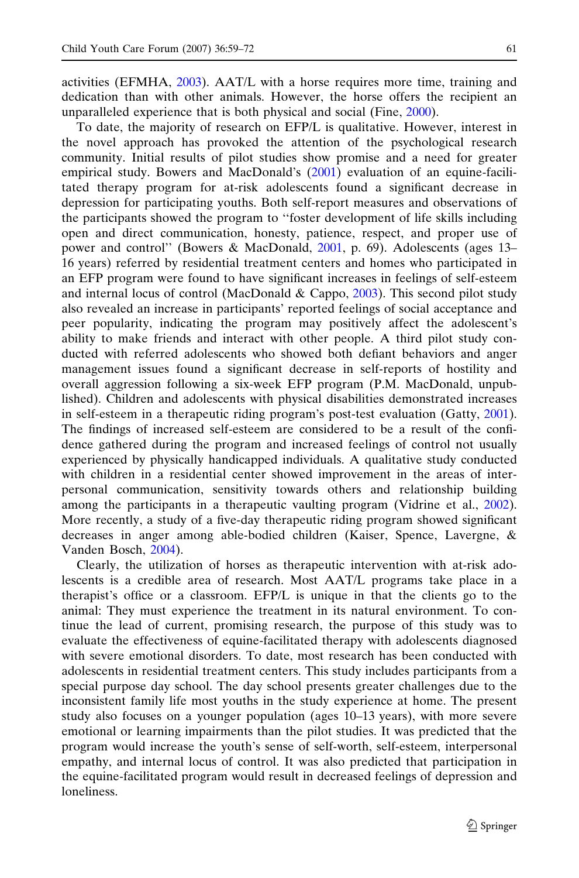activities (EFMHA, 2003). AAT/L with a horse requires more time, training and dedication than with other animals. However, the horse offers the recipient an unparalleled experience that is both physical and social (Fine, 2000).

To date, the majority of research on EFP/L is qualitative. However, interest in the novel approach has provoked the attention of the psychological research community. Initial results of pilot studies show promise and a need for greater empirical study. Bowers and MacDonald's (2001) evaluation of an equine-facilitated therapy program for at-risk adolescents found a significant decrease in depression for participating youths. Both self-report measures and observations of the participants showed the program to ''foster development of life skills including open and direct communication, honesty, patience, respect, and proper use of power and control'' (Bowers & MacDonald, 2001, p. 69). Adolescents (ages 13–16 years) referred by residential treatment centers and homes who participated in an EFP program were found to have significant increases in feelings of self-esteem and internal locus of control (MacDonald & Cappo, 2003). This second pilot study also revealed an increase in participants' reported feelings of social acceptance and peer popularity, indicating the program may positively affect the adolescent's ability to make friends and interact with other people. A third pilot study conducted with referred adolescents who showed both defiant behaviors and anger management issues found a significant decrease in self-reports of hostility and overall aggression following a six-week EFP program (P.M. MacDonald, unpublished). Children and adolescents with physical disabilities demonstrated increases in self-esteem in a therapeutic riding program's post-test evaluation (Gatty, 2001). The findings of increased self-esteem are considered to be a result of the confidence gathered during the program and increased feelings of control not usually experienced by physically handicapped individuals. A qualitative study conducted with children in a residential center showed improvement in the areas of interpersonal communication, sensitivity towards others and relationship building among the participants in a therapeutic vaulting program (Vidrine et al., 2002). More recently, a study of a five-day therapeutic riding program showed significant decreases in anger among able-bodied children (Kaiser, Spence, Lavergne, & Vanden Bosch, 2004).

Clearly, the utilization of horses as therapeutic intervention with at-risk adolescents is a credible area of research. Most AAT/L programs take place in a therapist's office or a classroom. EFP/L is unique in that the clients go to the animal: They must experience the treatment in its natural environment. To continue the lead of current, promising research, the purpose of this study was to evaluate the effectiveness of equine-facilitated therapy with adolescents diagnosed with severe emotional disorders. To date, most research has been conducted with adolescents in residential treatment centers. This study includes participants from a special purpose day school. The day school presents greater challenges due to the inconsistent family life most youths in the study experience at home. The present study also focuses on a younger population (ages 10–13 years), with more severe emotional or learning impairments than the pilot studies. It was predicted that the program would increase the youth's sense of self-worth, self-esteem, interpersonal empathy, and internal locus of control. It was also predicted that participation in the equine-facilitated program would result in decreased feelings of depression and loneliness.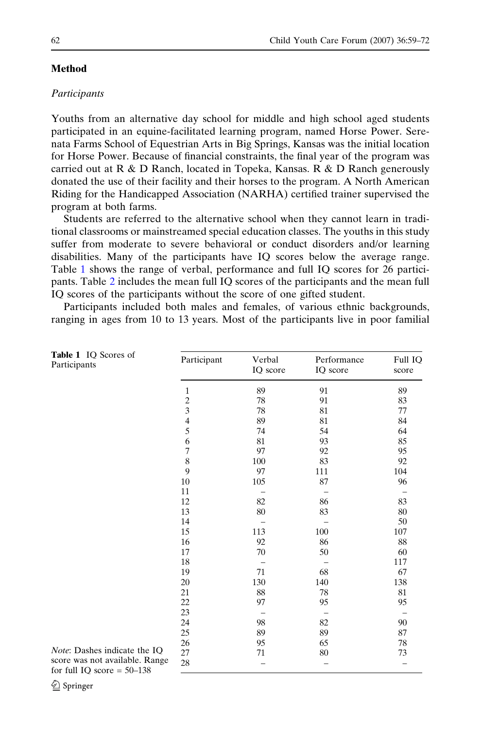## Method

### *Participants*

Youths from an alternative day school for middle and high school aged students participated in an equine-facilitated learning program, named Horse Power. Serenata Farms School of Equestrian Arts in Big Springs, Kansas was the initial location for Horse Power. Because of financial constraints, the final year of the program was carried out at R & D Ranch, located in Topeka, Kansas. R & D Ranch generously donated the use of their facility and their horses to the program. A North American Riding for the Handicapped Association (NARHA) certified trainer supervised the program at both farms.

Students are referred to the alternative school when they cannot learn in traditional classrooms or mainstreamed special education classes. The youths in this study suffer from moderate to severe behavioral or conduct disorders and/or learning disabilities. Many of the participants have IQ scores below the average range. Table 1 shows the range of verbal, performance and full IQ scores for 26 participants. Table 2 includes the mean full IQ scores of the participants and the mean full IQ scores of the participants without the score of one gifted student.

Participants included both males and females, of various ethnic backgrounds, ranging in ages from 10 to 13 years. Most of the participants live in poor familial

**Table 1** IQ Scores of Participants

| Participant | Verbal IQ score | Performance IQ score | Full IQ score |
|---|---|---|---|
| 1 | 89 | 91 | 89 |
| 2 | 78 | 91 | 83 |
| 3 | 78 | 81 | 77 |
| 4 | 89 | 81 | 84 |
| 5 | 74 | 54 | 64 |
| 6 | 81 | 93 | 85 |
| 7 | 97 | 92 | 95 |
| 8 | 100 | 83 | 92 |
| 9 | 97 | 111 | 104 |
| 10 | 105 | 87 | 96 |
| 11 | – | – | – |
| 12 | 82 | 86 | 83 |
| 13 | 80 | 83 | 80 |
| 14 | – | – | 50 |
| 15 | 113 | 100 | 107 |
| 16 | 92 | 86 | 88 |
| 17 | 70 | 50 | 60 |
| 18 | – | – | 117 |
| 19 | 71 | 68 | 67 |
| 20 | 130 | 140 | 138 |
| 21 | 88 | 78 | 81 |
| 22 | 97 | 95 | 95 |
| 23 | – | – | – |
| 24 | 98 | 82 | 90 |
| 25 | 89 | 89 | 87 |
| 26 | 95 | 65 | 78 |
| 27 | 71 | 80 | 73 |
| 28 | – | – | – |

*Note*: Dashes indicate the IQ score was not available. Range for full IQ score = 50–138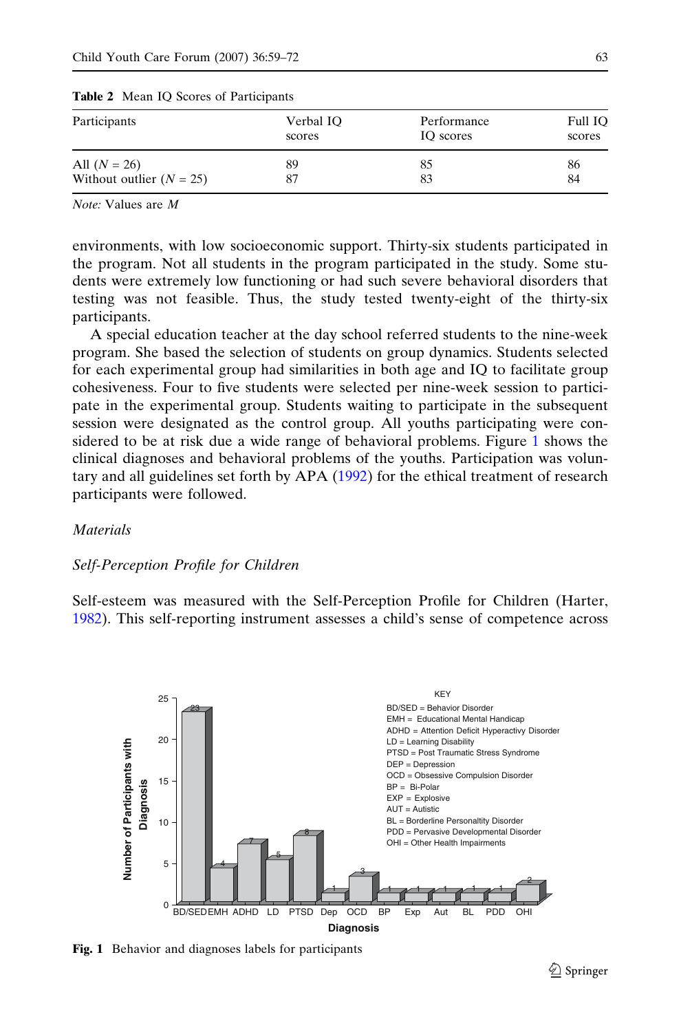**Table 2** Mean IQ Scores of Participants

| Participants | Verbal IQ scores | Performance IQ scores | Full IQ scores |
|---|---|---|---|
| All ($N$ = 26) | 89 | 85 | 86 |
| Without outlier ($N$ = 25) | 87 | 83 | 84 |

*Note:* Values are *M*

environments, with low socioeconomic support. Thirty-six students participated in the program. Not all students in the program participated in the study. Some students were extremely low functioning or had such severe behavioral disorders that testing was not feasible. Thus, the study tested twenty-eight of the thirty-six participants.

A special education teacher at the day school referred students to the nine-week program. She based the selection of students on group dynamics. Students selected for each experimental group had similarities in both age and IQ to facilitate group cohesiveness. Four to five students were selected per nine-week session to participate in the experimental group. Students waiting to participate in the subsequent session were designated as the control group. All youths participating were considered to be at risk due a wide range of behavioral problems. Figure 1 shows the clinical diagnoses and behavioral problems of the youths. Participation was voluntary and all guidelines set forth by APA (1992) for the ethical treatment of research participants were followed.

### *Materials*

#### *Self-Perception Profile for Children*

Self-esteem was measured with the Self-Perception Profile for Children (Harter, 1982). This self-reporting instrument assesses a child's sense of competence across

**Fig. 1** Behavior and diagnoses labels for participants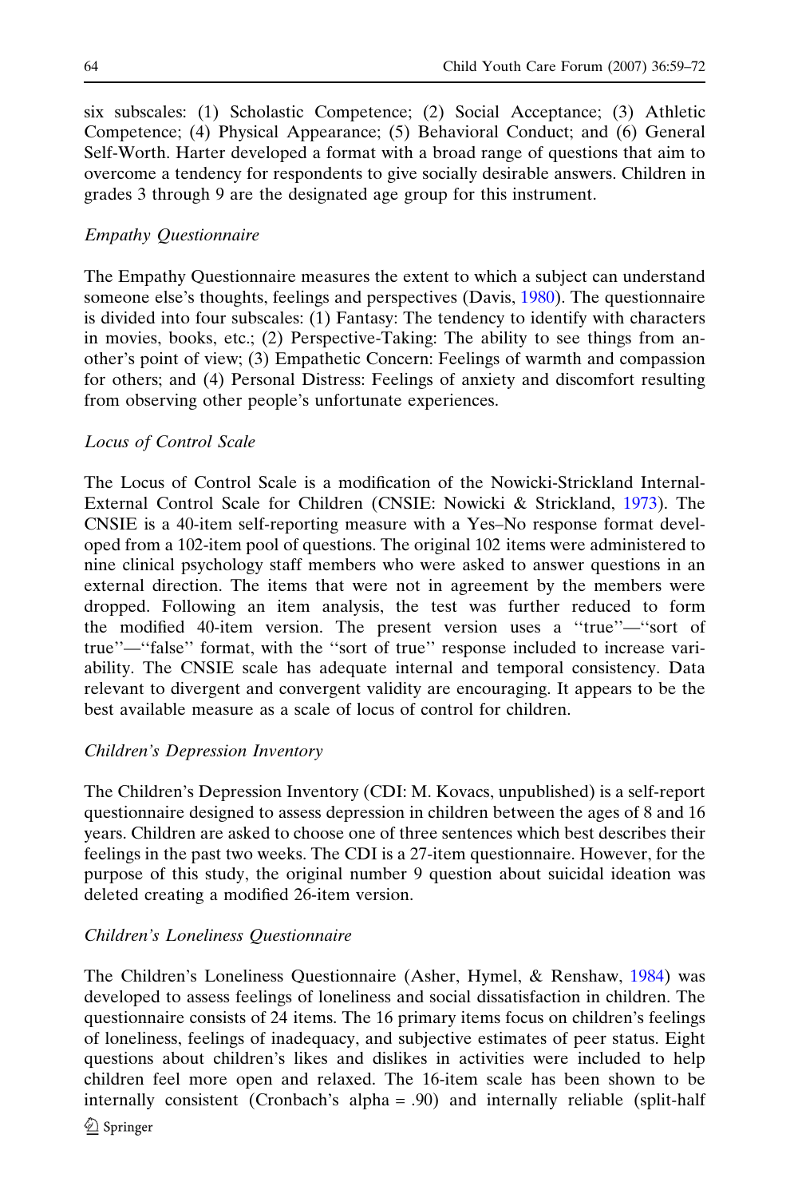six subscales: (1) Scholastic Competence; (2) Social Acceptance; (3) Athletic Competence; (4) Physical Appearance; (5) Behavioral Conduct; and (6) General Self-Worth. Harter developed a format with a broad range of questions that aim to overcome a tendency for respondents to give socially desirable answers. Children in grades 3 through 9 are the designated age group for this instrument.

*Empathy Questionnaire*

The Empathy Questionnaire measures the extent to which a subject can understand someone else's thoughts, feelings and perspectives (Davis, 1980). The questionnaire is divided into four subscales: (1) Fantasy: The tendency to identify with characters in movies, books, etc.; (2) Perspective-Taking: The ability to see things from another's point of view; (3) Empathetic Concern: Feelings of warmth and compassion for others; and (4) Personal Distress: Feelings of anxiety and discomfort resulting from observing other people's unfortunate experiences.

*Locus of Control Scale*

The Locus of Control Scale is a modification of the Nowicki-Strickland Internal-External Control Scale for Children (CNSIE: Nowicki & Strickland, 1973). The CNSIE is a 40-item self-reporting measure with a Yes–No response format developed from a 102-item pool of questions. The original 102 items were administered to nine clinical psychology staff members who were asked to answer questions in an external direction. The items that were not in agreement by the members were dropped. Following an item analysis, the test was further reduced to form the modified 40-item version. The present version uses a ''true''—''sort of true''—''false'' format, with the ''sort of true'' response included to increase variability. The CNSIE scale has adequate internal and temporal consistency. Data relevant to divergent and convergent validity are encouraging. It appears to be the best available measure as a scale of locus of control for children.

*Children's Depression Inventory*

The Children's Depression Inventory (CDI: M. Kovacs, unpublished) is a self-report questionnaire designed to assess depression in children between the ages of 8 and 16 years. Children are asked to choose one of three sentences which best describes their feelings in the past two weeks. The CDI is a 27-item questionnaire. However, for the purpose of this study, the original number 9 question about suicidal ideation was deleted creating a modified 26-item version.

*Children's Loneliness Questionnaire*

The Children's Loneliness Questionnaire (Asher, Hymel, & Renshaw, 1984) was developed to assess feelings of loneliness and social dissatisfaction in children. The questionnaire consists of 24 items. The 16 primary items focus on children's feelings of loneliness, feelings of inadequacy, and subjective estimates of peer status. Eight questions about children's likes and dislikes in activities were included to help children feel more open and relaxed. The 16-item scale has been shown to be internally consistent (Cronbach's alpha = .90) and internally reliable (split-half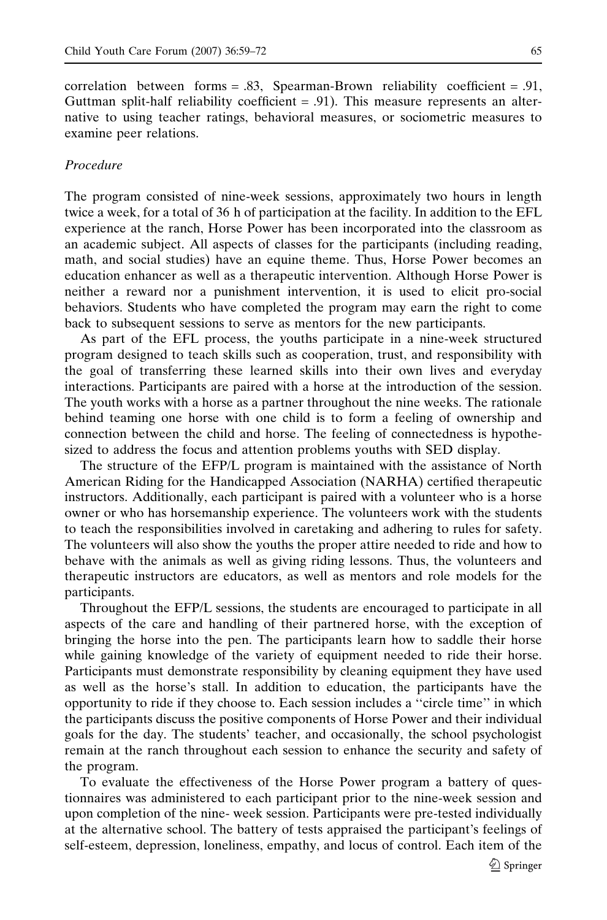correlation between forms = .83, Spearman-Brown reliability coefficient = .91, Guttman split-half reliability coefficient = .91). This measure represents an alternative to using teacher ratings, behavioral measures, or sociometric measures to examine peer relations.

*Procedure*

The program consisted of nine-week sessions, approximately two hours in length twice a week, for a total of 36 h of participation at the facility. In addition to the EFL experience at the ranch, Horse Power has been incorporated into the classroom as an academic subject. All aspects of classes for the participants (including reading, math, and social studies) have an equine theme. Thus, Horse Power becomes an education enhancer as well as a therapeutic intervention. Although Horse Power is neither a reward nor a punishment intervention, it is used to elicit pro-social behaviors. Students who have completed the program may earn the right to come back to subsequent sessions to serve as mentors for the new participants.

As part of the EFL process, the youths participate in a nine-week structured program designed to teach skills such as cooperation, trust, and responsibility with the goal of transferring these learned skills into their own lives and everyday interactions. Participants are paired with a horse at the introduction of the session. The youth works with a horse as a partner throughout the nine weeks. The rationale behind teaming one horse with one child is to form a feeling of ownership and connection between the child and horse. The feeling of connectedness is hypothesized to address the focus and attention problems youths with SED display.

The structure of the EFP/L program is maintained with the assistance of North American Riding for the Handicapped Association (NARHA) certified therapeutic instructors. Additionally, each participant is paired with a volunteer who is a horse owner or who has horsemanship experience. The volunteers work with the students to teach the responsibilities involved in caretaking and adhering to rules for safety. The volunteers will also show the youths the proper attire needed to ride and how to behave with the animals as well as giving riding lessons. Thus, the volunteers and therapeutic instructors are educators, as well as mentors and role models for the participants.

Throughout the EFP/L sessions, the students are encouraged to participate in all aspects of the care and handling of their partnered horse, with the exception of bringing the horse into the pen. The participants learn how to saddle their horse while gaining knowledge of the variety of equipment needed to ride their horse. Participants must demonstrate responsibility by cleaning equipment they have used as well as the horse's stall. In addition to education, the participants have the opportunity to ride if they choose to. Each session includes a ''circle time'' in which the participants discuss the positive components of Horse Power and their individual goals for the day. The students' teacher, and occasionally, the school psychologist remain at the ranch throughout each session to enhance the security and safety of the program.

To evaluate the effectiveness of the Horse Power program a battery of questionnaires was administered to each participant prior to the nine-week session and upon completion of the nine- week session. Participants were pre-tested individually at the alternative school. The battery of tests appraised the participant's feelings of self-esteem, depression, loneliness, empathy, and locus of control. Each item of the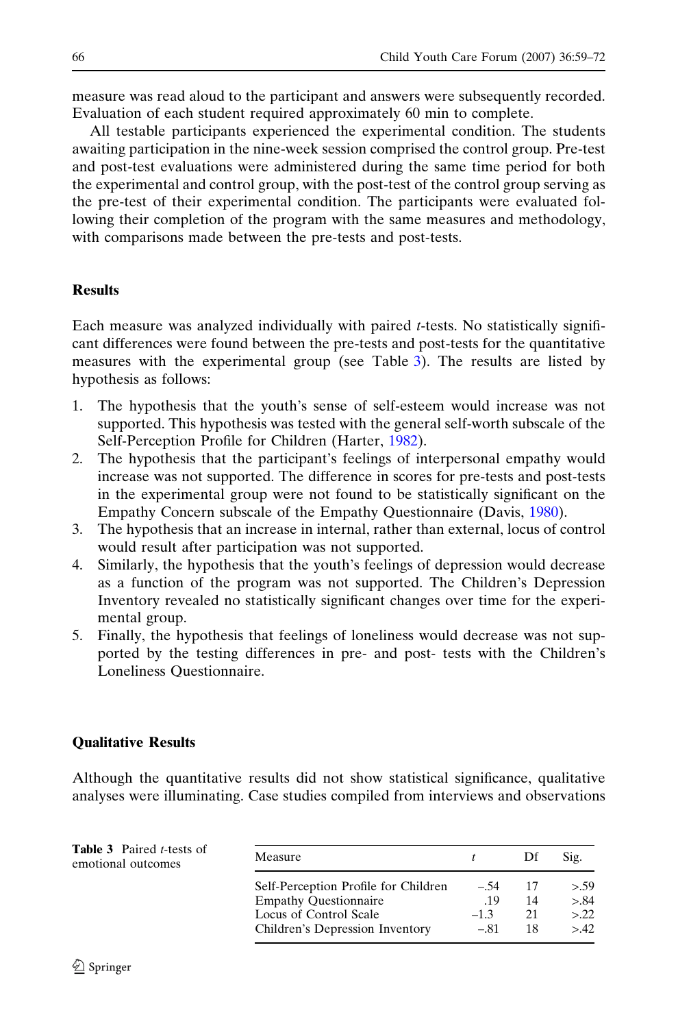measure was read aloud to the participant and answers were subsequently recorded. Evaluation of each student required approximately 60 min to complete.

All testable participants experienced the experimental condition. The students awaiting participation in the nine-week session comprised the control group. Pre-test and post-test evaluations were administered during the same time period for both the experimental and control group, with the post-test of the control group serving as the pre-test of their experimental condition. The participants were evaluated following their completion of the program with the same measures and methodology, with comparisons made between the pre-tests and post-tests.

## Results

Each measure was analyzed individually with paired *t*-tests. No statistically significant differences were found between the pre-tests and post-tests for the quantitative measures with the experimental group (see Table 3). The results are listed by hypothesis as follows:

1. The hypothesis that the youth's sense of self-esteem would increase was not supported. This hypothesis was tested with the general self-worth subscale of the Self-Perception Profile for Children (Harter, 1982).
2. The hypothesis that the participant's feelings of interpersonal empathy would increase was not supported. The difference in scores for pre-tests and post-tests in the experimental group were not found to be statistically significant on the Empathy Concern subscale of the Empathy Questionnaire (Davis, 1980).
3. The hypothesis that an increase in internal, rather than external, locus of control would result after participation was not supported.
4. Similarly, the hypothesis that the youth's feelings of depression would decrease as a function of the program was not supported. The Children's Depression Inventory revealed no statistically significant changes over time for the experimental group.
5. Finally, the hypothesis that feelings of loneliness would decrease was not supported by the testing differences in pre- and post- tests with the Children's Loneliness Questionnaire.

## Qualitative Results

Although the quantitative results did not show statistical significance, qualitative analyses were illuminating. Case studies compiled from interviews and observations

**Table 3** Paired *t*-tests of emotional outcomes

| Measure | $t$ | Df | Sig. |
|---|---|---|---|
| Self-Perception Profile for Children | –.54 | 17 | >.59 |
| Empathy Questionnaire | .19 | 14 | >.84 |
| Locus of Control Scale | –1.3 | 21 | >.22 |
| Children's Depression Inventory | –.81 | 18 | >.42 |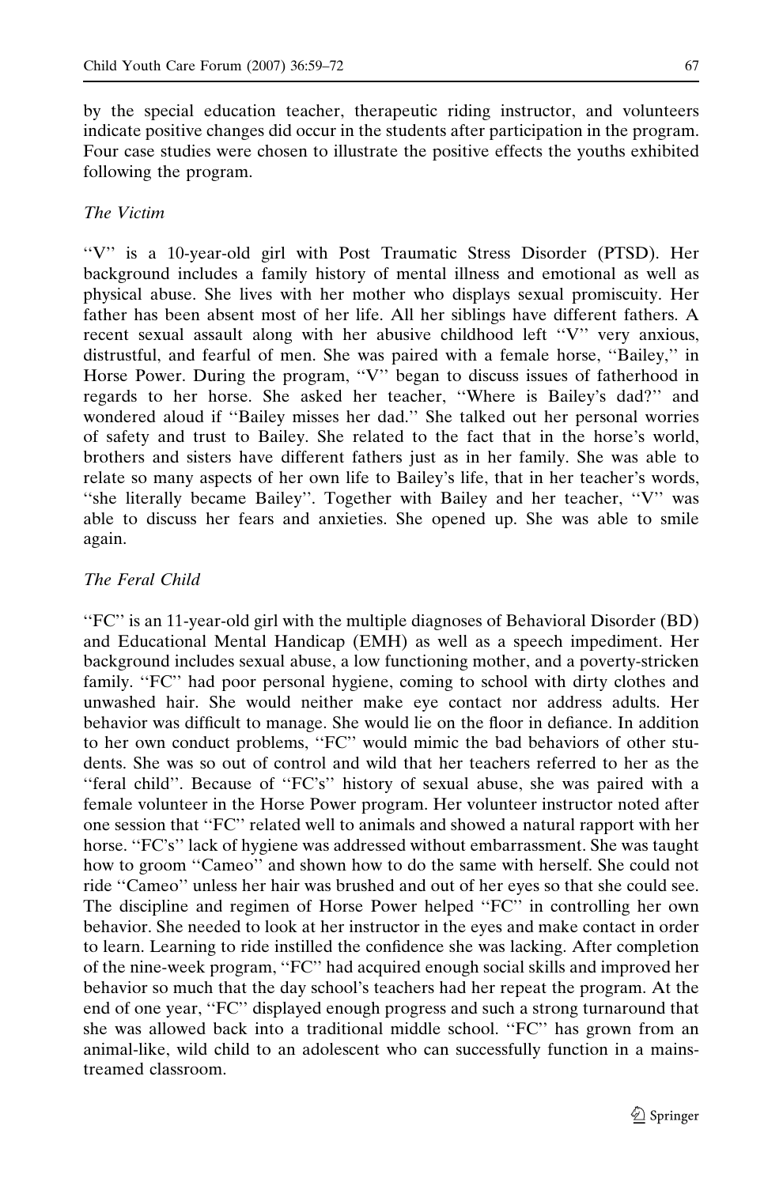by the special education teacher, therapeutic riding instructor, and volunteers indicate positive changes did occur in the students after participation in the program. Four case studies were chosen to illustrate the positive effects the youths exhibited following the program.

### *The Victim*

"V" is a 10-year-old girl with Post Traumatic Stress Disorder (PTSD). Her background includes a family history of mental illness and emotional as well as physical abuse. She lives with her mother who displays sexual promiscuity. Her father has been absent most of her life. All her siblings have different fathers. A recent sexual assault along with her abusive childhood left "V" very anxious, distrustful, and fearful of men. She was paired with a female horse, "Bailey," in Horse Power. During the program, "V" began to discuss issues of fatherhood in regards to her horse. She asked her teacher, "Where is Bailey's dad?" and wondered aloud if "Bailey misses her dad." She talked out her personal worries of safety and trust to Bailey. She related to the fact that in the horse's world, brothers and sisters have different fathers just as in her family. She was able to relate so many aspects of her own life to Bailey's life, that in her teacher's words, "she literally became Bailey". Together with Bailey and her teacher, "V" was able to discuss her fears and anxieties. She opened up. She was able to smile again.

### *The Feral Child*

"FC" is an 11-year-old girl with the multiple diagnoses of Behavioral Disorder (BD) and Educational Mental Handicap (EMH) as well as a speech impediment. Her background includes sexual abuse, a low functioning mother, and a poverty-stricken family. "FC" had poor personal hygiene, coming to school with dirty clothes and unwashed hair. She would neither make eye contact nor address adults. Her behavior was difficult to manage. She would lie on the floor in defiance. In addition to her own conduct problems, "FC" would mimic the bad behaviors of other students. She was so out of control and wild that her teachers referred to her as the "feral child". Because of "FC's" history of sexual abuse, she was paired with a female volunteer in the Horse Power program. Her volunteer instructor noted after one session that "FC" related well to animals and showed a natural rapport with her horse. "FC's" lack of hygiene was addressed without embarrassment. She was taught how to groom "Cameo" and shown how to do the same with herself. She could not ride "Cameo" unless her hair was brushed and out of her eyes so that she could see. The discipline and regimen of Horse Power helped "FC" in controlling her own behavior. She needed to look at her instructor in the eyes and make contact in order to learn. Learning to ride instilled the confidence she was lacking. After completion of the nine-week program, "FC" had acquired enough social skills and improved her behavior so much that the day school's teachers had her repeat the program. At the end of one year, "FC" displayed enough progress and such a strong turnaround that she was allowed back into a traditional middle school. "FC" has grown from an animal-like, wild child to an adolescent who can successfully function in a mainstreamed classroom.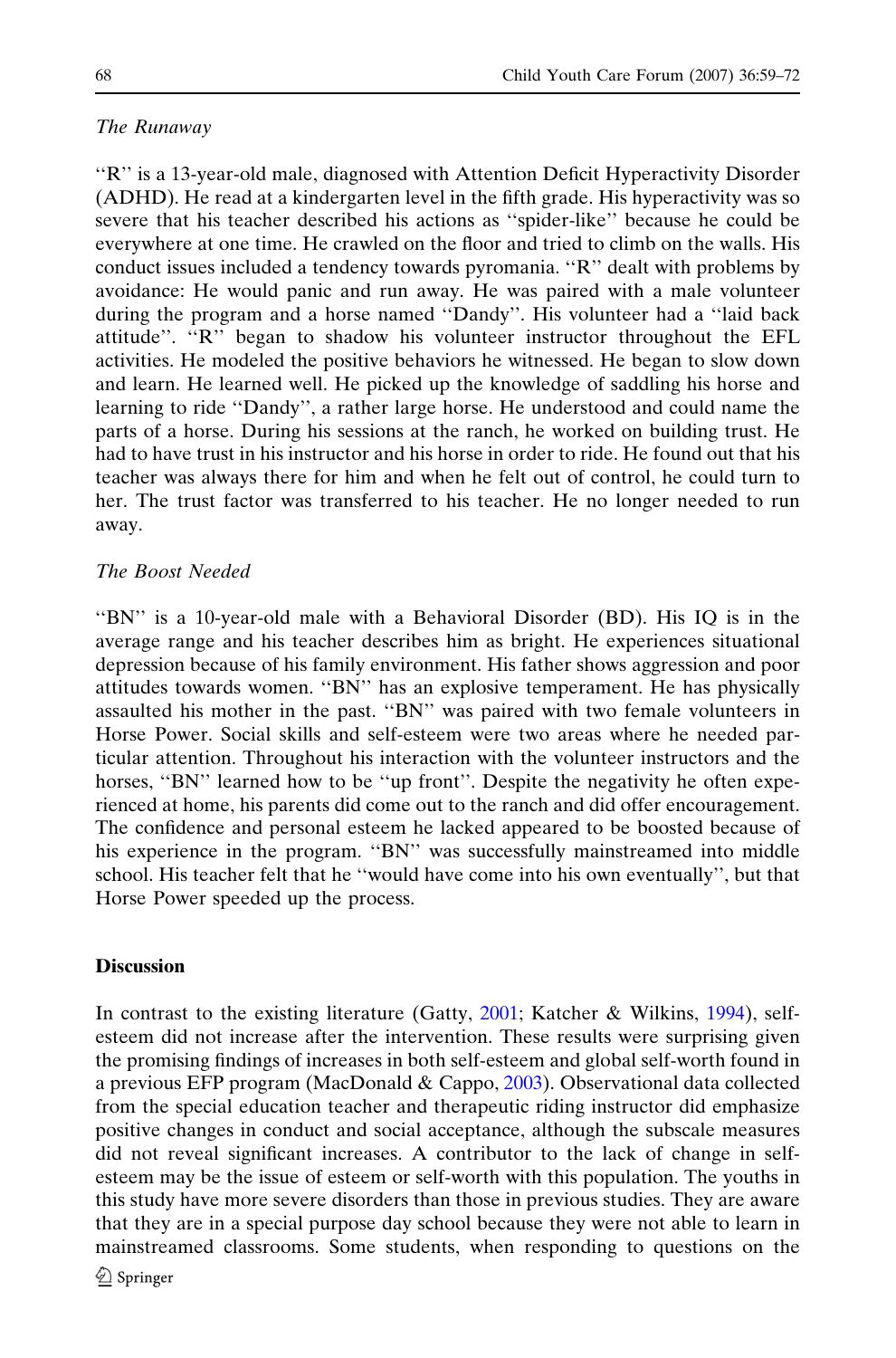*The Runaway*

"R" is a 13-year-old male, diagnosed with Attention Deficit Hyperactivity Disorder (ADHD). He read at a kindergarten level in the fifth grade. His hyperactivity was so severe that his teacher described his actions as "spider-like" because he could be everywhere at one time. He crawled on the floor and tried to climb on the walls. His conduct issues included a tendency towards pyromania. "R" dealt with problems by avoidance: He would panic and run away. He was paired with a male volunteer during the program and a horse named "Dandy". His volunteer had a "laid back attitude". "R" began to shadow his volunteer instructor throughout the EFL activities. He modeled the positive behaviors he witnessed. He began to slow down and learn. He learned well. He picked up the knowledge of saddling his horse and learning to ride "Dandy", a rather large horse. He understood and could name the parts of a horse. During his sessions at the ranch, he worked on building trust. He had to have trust in his instructor and his horse in order to ride. He found out that his teacher was always there for him and when he felt out of control, he could turn to her. The trust factor was transferred to his teacher. He no longer needed to run away.

*The Boost Needed*

"BN" is a 10-year-old male with a Behavioral Disorder (BD). His IQ is in the average range and his teacher describes him as bright. He experiences situational depression because of his family environment. His father shows aggression and poor attitudes towards women. "BN" has an explosive temperament. He has physically assaulted his mother in the past. "BN" was paired with two female volunteers in Horse Power. Social skills and self-esteem were two areas where he needed particular attention. Throughout his interaction with the volunteer instructors and the horses, "BN" learned how to be "up front". Despite the negativity he often experienced at home, his parents did come out to the ranch and did offer encouragement. The confidence and personal esteem he lacked appeared to be boosted because of his experience in the program. "BN" was successfully mainstreamed into middle school. His teacher felt that he "would have come into his own eventually", but that Horse Power speeded up the process.

## Discussion

In contrast to the existing literature (Gatty, 2001; Katcher & Wilkins, 1994), self-esteem did not increase after the intervention. These results were surprising given the promising findings of increases in both self-esteem and global self-worth found in a previous EFP program (MacDonald & Cappo, 2003). Observational data collected from the special education teacher and therapeutic riding instructor did emphasize positive changes in conduct and social acceptance, although the subscale measures did not reveal significant increases. A contributor to the lack of change in self-esteem may be the issue of esteem or self-worth with this population. The youths in this study have more severe disorders than those in previous studies. They are aware that they are in a special purpose day school because they were not able to learn in mainstreamed classrooms. Some students, when responding to questions on the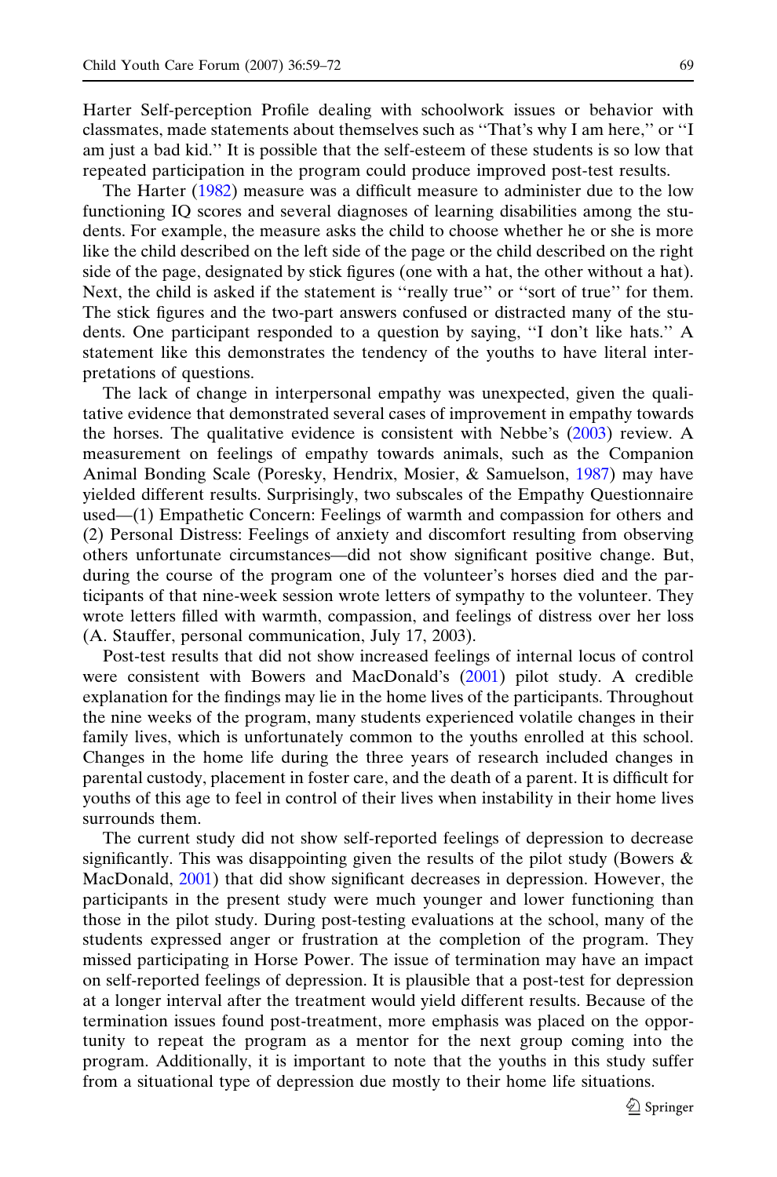Harter Self-perception Profile dealing with schoolwork issues or behavior with classmates, made statements about themselves such as ''That's why I am here,'' or ''I am just a bad kid.'' It is possible that the self-esteem of these students is so low that repeated participation in the program could produce improved post-test results.

The Harter (1982) measure was a difficult measure to administer due to the low functioning IQ scores and several diagnoses of learning disabilities among the students. For example, the measure asks the child to choose whether he or she is more like the child described on the left side of the page or the child described on the right side of the page, designated by stick figures (one with a hat, the other without a hat). Next, the child is asked if the statement is ''really true'' or ''sort of true'' for them. The stick figures and the two-part answers confused or distracted many of the students. One participant responded to a question by saying, ''I don't like hats.'' A statement like this demonstrates the tendency of the youths to have literal interpretations of questions.

The lack of change in interpersonal empathy was unexpected, given the qualitative evidence that demonstrated several cases of improvement in empathy towards the horses. The qualitative evidence is consistent with Nebbe's (2003) review. A measurement on feelings of empathy towards animals, such as the Companion Animal Bonding Scale (Poresky, Hendrix, Mosier, & Samuelson, 1987) may have yielded different results. Surprisingly, two subscales of the Empathy Questionnaire used—(1) Empathetic Concern: Feelings of warmth and compassion for others and (2) Personal Distress: Feelings of anxiety and discomfort resulting from observing others unfortunate circumstances—did not show significant positive change. But, during the course of the program one of the volunteer's horses died and the participants of that nine-week session wrote letters of sympathy to the volunteer. They wrote letters filled with warmth, compassion, and feelings of distress over her loss (A. Stauffer, personal communication, July 17, 2003).

Post-test results that did not show increased feelings of internal locus of control were consistent with Bowers and MacDonald's (2001) pilot study. A credible explanation for the findings may lie in the home lives of the participants. Throughout the nine weeks of the program, many students experienced volatile changes in their family lives, which is unfortunately common to the youths enrolled at this school. Changes in the home life during the three years of research included changes in parental custody, placement in foster care, and the death of a parent. It is difficult for youths of this age to feel in control of their lives when instability in their home lives surrounds them.

The current study did not show self-reported feelings of depression to decrease significantly. This was disappointing given the results of the pilot study (Bowers & MacDonald, 2001) that did show significant decreases in depression. However, the participants in the present study were much younger and lower functioning than those in the pilot study. During post-testing evaluations at the school, many of the students expressed anger or frustration at the completion of the program. They missed participating in Horse Power. The issue of termination may have an impact on self-reported feelings of depression. It is plausible that a post-test for depression at a longer interval after the treatment would yield different results. Because of the termination issues found post-treatment, more emphasis was placed on the opportunity to repeat the program as a mentor for the next group coming into the program. Additionally, it is important to note that the youths in this study suffer from a situational type of depression due mostly to their home life situations.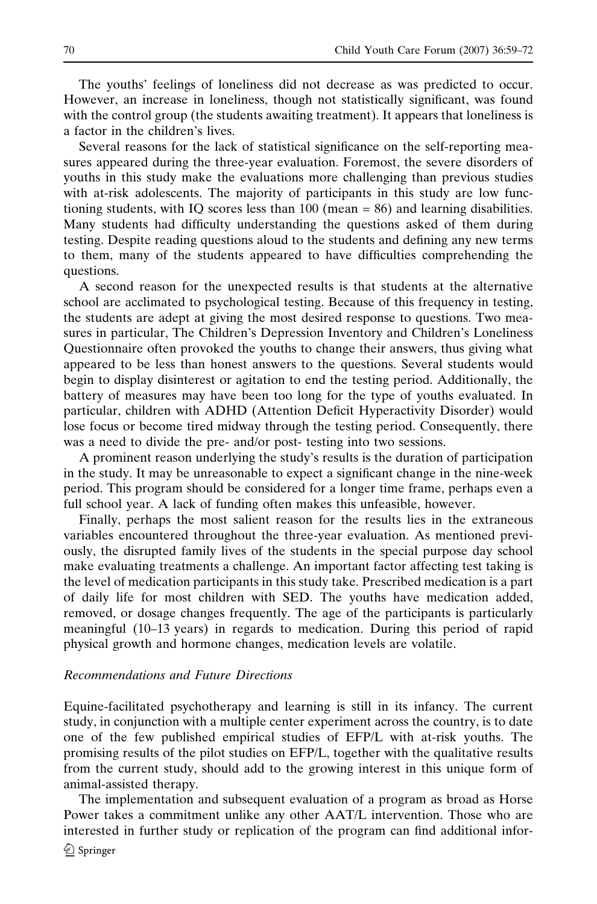The youths' feelings of loneliness did not decrease as was predicted to occur. However, an increase in loneliness, though not statistically significant, was found with the control group (the students awaiting treatment). It appears that loneliness is a factor in the children's lives.

Several reasons for the lack of statistical significance on the self-reporting measures appeared during the three-year evaluation. Foremost, the severe disorders of youths in this study make the evaluations more challenging than previous studies with at-risk adolescents. The majority of participants in this study are low functioning students, with IQ scores less than 100 (mean = 86) and learning disabilities. Many students had difficulty understanding the questions asked of them during testing. Despite reading questions aloud to the students and defining any new terms to them, many of the students appeared to have difficulties comprehending the questions.

A second reason for the unexpected results is that students at the alternative school are acclimated to psychological testing. Because of this frequency in testing, the students are adept at giving the most desired response to questions. Two measures in particular, The Children's Depression Inventory and Children's Loneliness Questionnaire often provoked the youths to change their answers, thus giving what appeared to be less than honest answers to the questions. Several students would begin to display disinterest or agitation to end the testing period. Additionally, the battery of measures may have been too long for the type of youths evaluated. In particular, children with ADHD (Attention Deficit Hyperactivity Disorder) would lose focus or become tired midway through the testing period. Consequently, there was a need to divide the pre- and/or post- testing into two sessions.

A prominent reason underlying the study's results is the duration of participation in the study. It may be unreasonable to expect a significant change in the nine-week period. This program should be considered for a longer time frame, perhaps even a full school year. A lack of funding often makes this unfeasible, however.

Finally, perhaps the most salient reason for the results lies in the extraneous variables encountered throughout the three-year evaluation. As mentioned previously, the disrupted family lives of the students in the special purpose day school make evaluating treatments a challenge. An important factor affecting test taking is the level of medication participants in this study take. Prescribed medication is a part of daily life for most children with SED. The youths have medication added, removed, or dosage changes frequently. The age of the participants is particularly meaningful (10–13 years) in regards to medication. During this period of rapid physical growth and hormone changes, medication levels are volatile.

### *Recommendations and Future Directions*

Equine-facilitated psychotherapy and learning is still in its infancy. The current study, in conjunction with a multiple center experiment across the country, is to date one of the few published empirical studies of EFP/L with at-risk youths. The promising results of the pilot studies on EFP/L, together with the qualitative results from the current study, should add to the growing interest in this unique form of animal-assisted therapy.

The implementation and subsequent evaluation of a program as broad as Horse Power takes a commitment unlike any other AAT/L intervention. Those who are interested in further study or replication of the program can find additional infor-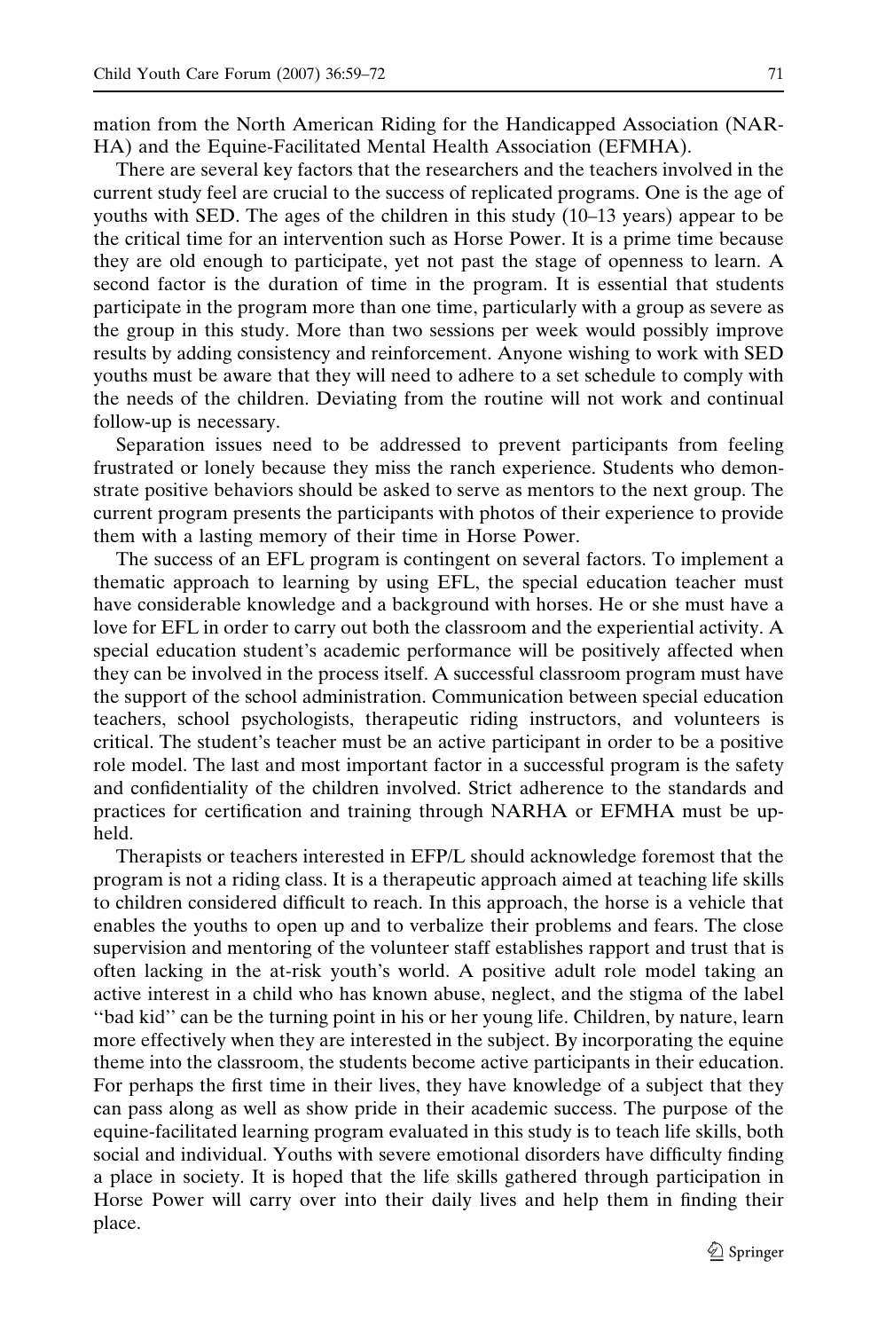mation from the North American Riding for the Handicapped Association (NARHA) and the Equine-Facilitated Mental Health Association (EFMHA).

There are several key factors that the researchers and the teachers involved in the current study feel are crucial to the success of replicated programs. One is the age of youths with SED. The ages of the children in this study (10–13 years) appear to be the critical time for an intervention such as Horse Power. It is a prime time because they are old enough to participate, yet not past the stage of openness to learn. A second factor is the duration of time in the program. It is essential that students participate in the program more than one time, particularly with a group as severe as the group in this study. More than two sessions per week would possibly improve results by adding consistency and reinforcement. Anyone wishing to work with SED youths must be aware that they will need to adhere to a set schedule to comply with the needs of the children. Deviating from the routine will not work and continual follow-up is necessary.

Separation issues need to be addressed to prevent participants from feeling frustrated or lonely because they miss the ranch experience. Students who demonstrate positive behaviors should be asked to serve as mentors to the next group. The current program presents the participants with photos of their experience to provide them with a lasting memory of their time in Horse Power.

The success of an EFL program is contingent on several factors. To implement a thematic approach to learning by using EFL, the special education teacher must have considerable knowledge and a background with horses. He or she must have a love for EFL in order to carry out both the classroom and the experiential activity. A special education student's academic performance will be positively affected when they can be involved in the process itself. A successful classroom program must have the support of the school administration. Communication between special education teachers, school psychologists, therapeutic riding instructors, and volunteers is critical. The student's teacher must be an active participant in order to be a positive role model. The last and most important factor in a successful program is the safety and confidentiality of the children involved. Strict adherence to the standards and practices for certification and training through NARHA or EFMHA must be upheld.

Therapists or teachers interested in EFP/L should acknowledge foremost that the program is not a riding class. It is a therapeutic approach aimed at teaching life skills to children considered difficult to reach. In this approach, the horse is a vehicle that enables the youths to open up and to verbalize their problems and fears. The close supervision and mentoring of the volunteer staff establishes rapport and trust that is often lacking in the at-risk youth's world. A positive adult role model taking an active interest in a child who has known abuse, neglect, and the stigma of the label ''bad kid'' can be the turning point in his or her young life. Children, by nature, learn more effectively when they are interested in the subject. By incorporating the equine theme into the classroom, the students become active participants in their education. For perhaps the first time in their lives, they have knowledge of a subject that they can pass along as well as show pride in their academic success. The purpose of the equine-facilitated learning program evaluated in this study is to teach life skills, both social and individual. Youths with severe emotional disorders have difficulty finding a place in society. It is hoped that the life skills gathered through participation in Horse Power will carry over into their daily lives and help them in finding their place.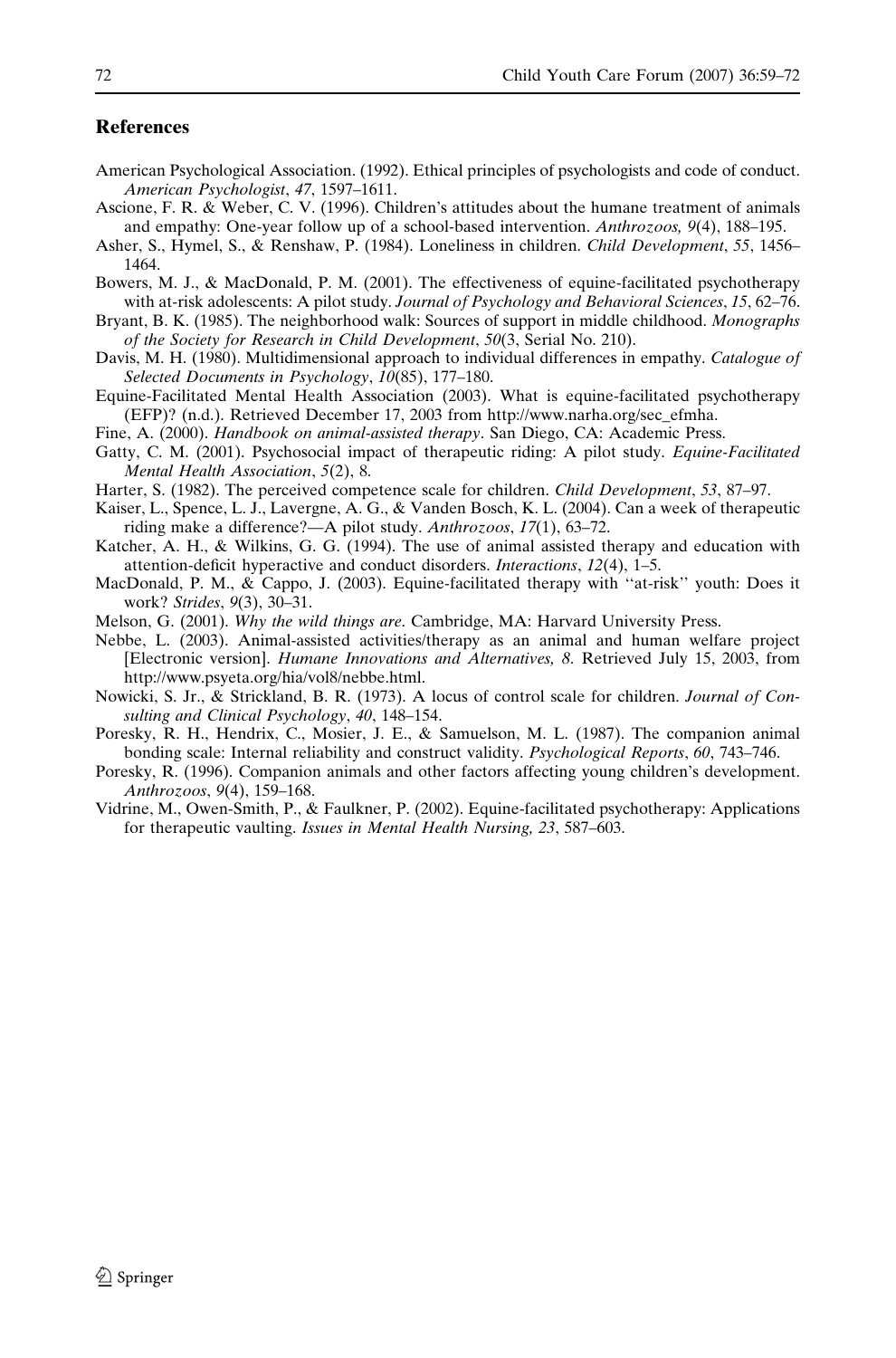## References

American Psychological Association. (1992). Ethical principles of psychologists and code of conduct. *American Psychologist*, *47*, 1597–1611.

Ascione, F. R. & Weber, C. V. (1996). Children's attitudes about the humane treatment of animals and empathy: One-year follow up of a school-based intervention. *Anthrozoos, 9*(4), 188–195.

Asher, S., Hymel, S., & Renshaw, P. (1984). Loneliness in children. *Child Development*, *55*, 1456–1464.

Bowers, M. J., & MacDonald, P. M. (2001). The effectiveness of equine-facilitated psychotherapy with at-risk adolescents: A pilot study. *Journal of Psychology and Behavioral Sciences*, *15*, 62–76.

Bryant, B. K. (1985). The neighborhood walk: Sources of support in middle childhood. *Monographs of the Society for Research in Child Development*, *50*(3, Serial No. 210).

Davis, M. H. (1980). Multidimensional approach to individual differences in empathy. *Catalogue of Selected Documents in Psychology*, *10*(85), 177–180.

Equine-Facilitated Mental Health Association (2003). What is equine-facilitated psychotherapy (EFP)? (n.d.). Retrieved December 17, 2003 from http://www.narha.org/sec_efmha.

Fine, A. (2000). *Handbook on animal-assisted therapy*. San Diego, CA: Academic Press.

Gatty, C. M. (2001). Psychosocial impact of therapeutic riding: A pilot study. *Equine-Facilitated Mental Health Association*, *5*(2), 8.

Harter, S. (1982). The perceived competence scale for children. *Child Development*, *53*, 87–97.

Kaiser, L., Spence, L. J., Lavergne, A. G., & Vanden Bosch, K. L. (2004). Can a week of therapeutic riding make a difference?—A pilot study. *Anthrozoos*, *17*(1), 63–72.

Katcher, A. H., & Wilkins, G. G. (1994). The use of animal assisted therapy and education with attention-deficit hyperactive and conduct disorders. *Interactions*, *12*(4), 1–5.

MacDonald, P. M., & Cappo, J. (2003). Equine-facilitated therapy with ''at-risk'' youth: Does it work? *Strides*, *9*(3), 30–31.

Melson, G. (2001). *Why the wild things are*. Cambridge, MA: Harvard University Press.

Nebbe, L. (2003). Animal-assisted activities/therapy as an animal and human welfare project [Electronic version]. *Humane Innovations and Alternatives, 8*. Retrieved July 15, 2003, from http://www.psyeta.org/hia/vol8/nebbe.html.

Nowicki, S. Jr., & Strickland, B. R. (1973). A locus of control scale for children. *Journal of Consulting and Clinical Psychology*, *40*, 148–154.

Poresky, R. H., Hendrix, C., Mosier, J. E., & Samuelson, M. L. (1987). The companion animal bonding scale: Internal reliability and construct validity. *Psychological Reports*, *60*, 743–746.

Poresky, R. (1996). Companion animals and other factors affecting young children's development. *Anthrozoos*, *9*(4), 159–168.

Vidrine, M., Owen-Smith, P., & Faulkner, P. (2002). Equine-facilitated psychotherapy: Applications for therapeutic vaulting. *Issues in Mental Health Nursing, 23*, 587–603.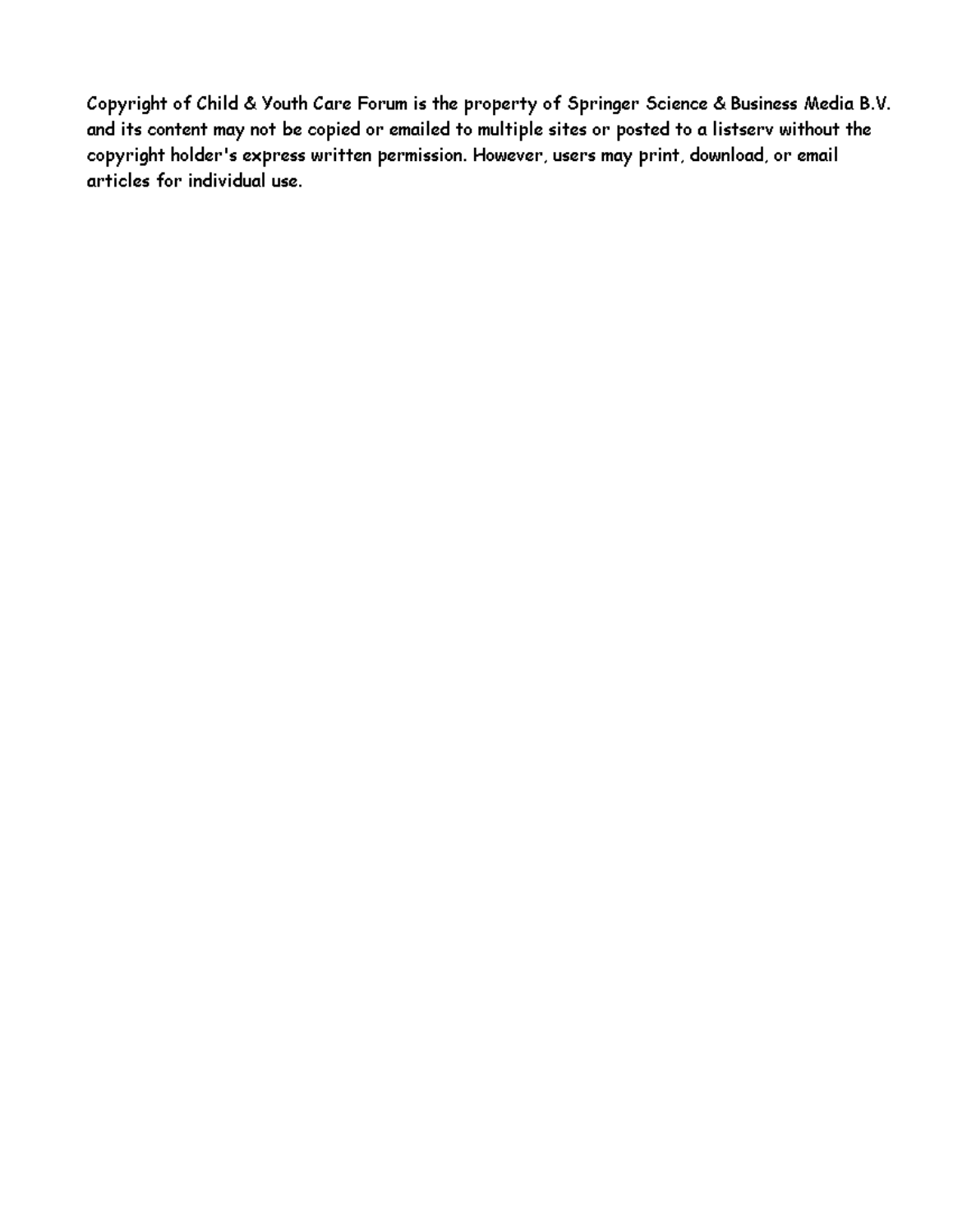Copyright of Child & Youth Care Forum is the property of Springer Science & Business Media B.V. and its content may not be copied or emailed to multiple sites or posted to a listserv without the copyright holder's express written permission. However, users may print, download, or email articles for individual use.